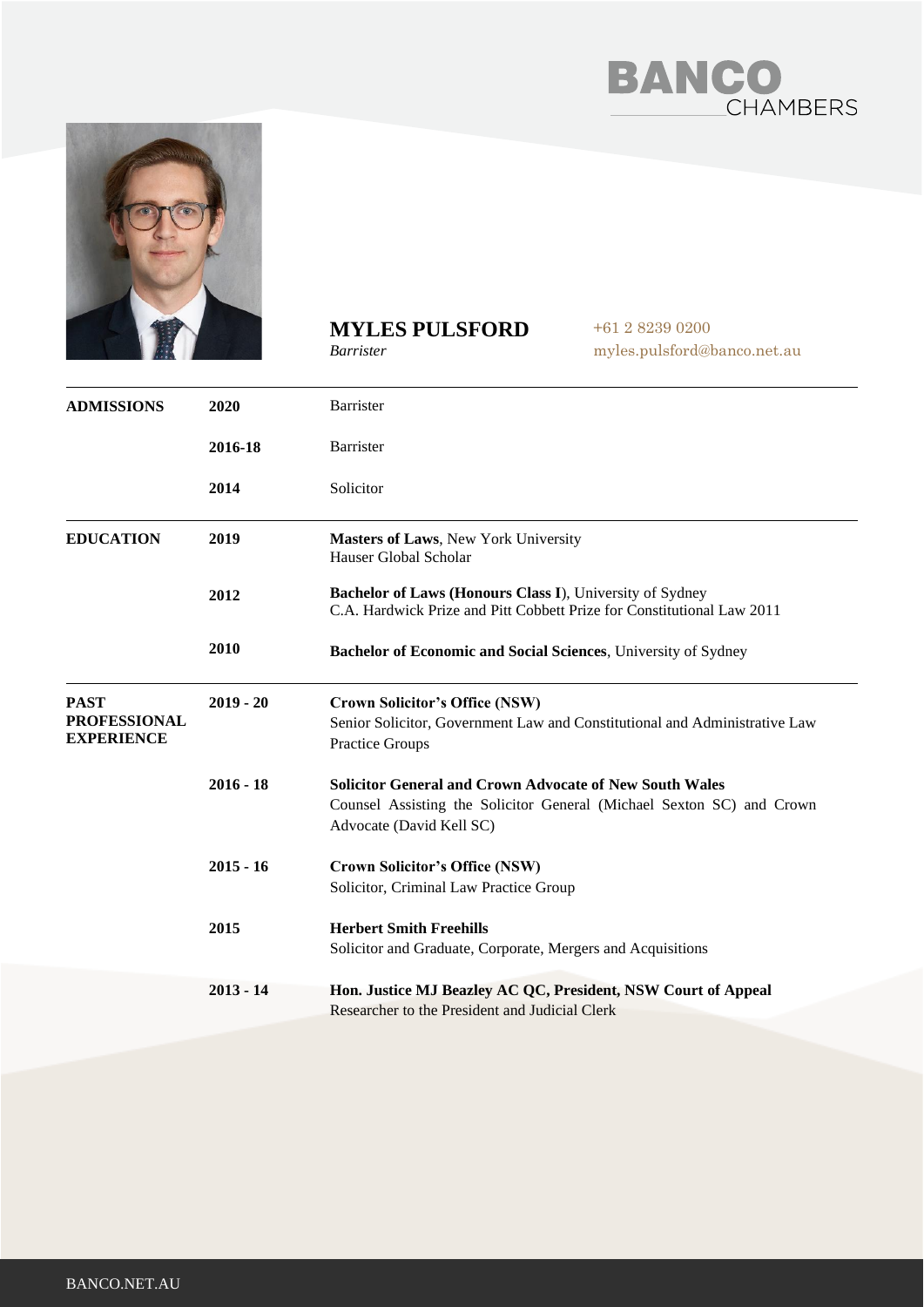BANCO CHAMBERS

# MYLES PULSFORD

*Barrister*

+61 2 8239 0200
myles.pulsford@banco.net.au

| | | |
|---|---|---|
| **ADMISSIONS** | **2020** | Barrister |
| | **2016-18** | Barrister |
| | **2014** | Solicitor |
| **EDUCATION** | **2019** | **Masters of Laws**, New York University<br>Hauser Global Scholar |
| | **2012** | **Bachelor of Laws (Honours Class I**), University of Sydney<br>C.A. Hardwick Prize and Pitt Cobbett Prize for Constitutional Law 2011 |
| | **2010** | **Bachelor of Economic and Social Sciences**, University of Sydney |
| **PAST PROFESSIONAL EXPERIENCE** | **2019 - 20** | **Crown Solicitor's Office (NSW)**<br>Senior Solicitor, Government Law and Constitutional and Administrative Law Practice Groups |
| | **2016 - 18** | **Solicitor General and Crown Advocate of New South Wales**<br>Counsel Assisting the Solicitor General (Michael Sexton SC) and Crown Advocate (David Kell SC) |
| | **2015 - 16** | **Crown Solicitor's Office (NSW)**<br>Solicitor, Criminal Law Practice Group |
| | **2015** | **Herbert Smith Freehills**<br>Solicitor and Graduate, Corporate, Mergers and Acquisitions |
| | **2013 - 14** | **Hon. Justice MJ Beazley AC QC, President, NSW Court of Appeal**<br>Researcher to the President and Judicial Clerk |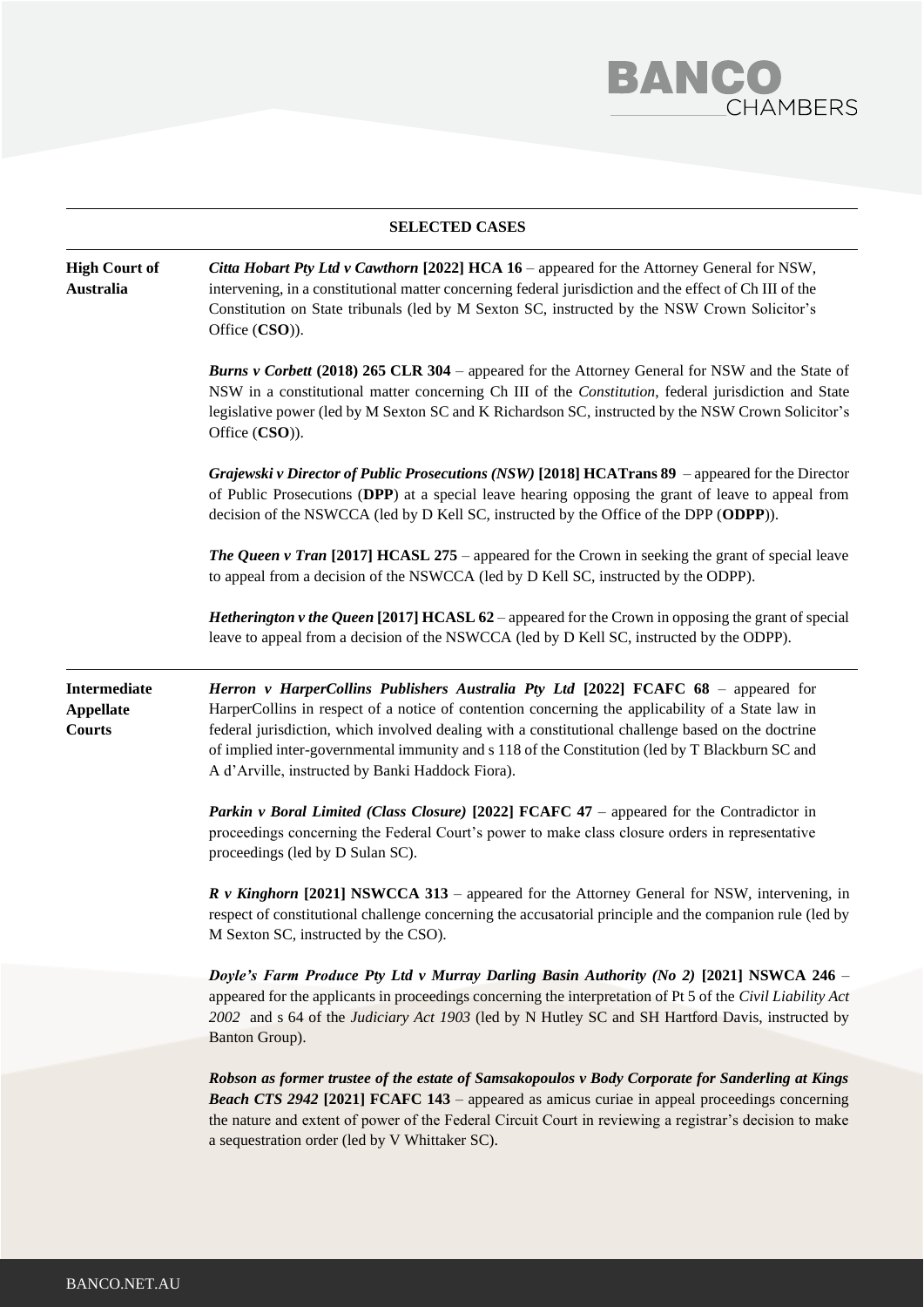## SELECTED CASES

**High Court of Australia**

***Citta Hobart Pty Ltd v Cawthorn* [2022] HCA 16** – appeared for the Attorney General for NSW, intervening, in a constitutional matter concerning federal jurisdiction and the effect of Ch III of the Constitution on State tribunals (led by M Sexton SC, instructed by the NSW Crown Solicitor's Office (**CSO**)).

***Burns v Corbett* (2018) 265 CLR 304** – appeared for the Attorney General for NSW and the State of NSW in a constitutional matter concerning Ch III of the *Constitution*, federal jurisdiction and State legislative power (led by M Sexton SC and K Richardson SC, instructed by the NSW Crown Solicitor's Office (**CSO**)).

***Grajewski v Director of Public Prosecutions (NSW)* [2018] HCATrans 89** – appeared for the Director of Public Prosecutions (**DPP**) at a special leave hearing opposing the grant of leave to appeal from decision of the NSWCCA (led by D Kell SC, instructed by the Office of the DPP (**ODPP**)).

***The Queen v Tran* [2017] HCASL 275** – appeared for the Crown in seeking the grant of special leave to appeal from a decision of the NSWCCA (led by D Kell SC, instructed by the ODPP).

***Hetherington v the Queen* [2017] HCASL 62** – appeared for the Crown in opposing the grant of special leave to appeal from a decision of the NSWCCA (led by D Kell SC, instructed by the ODPP).

**Intermediate Appellate Courts**

***Herron v HarperCollins Publishers Australia Pty Ltd* [2022] FCAFC 68** – appeared for HarperCollins in respect of a notice of contention concerning the applicability of a State law in federal jurisdiction, which involved dealing with a constitutional challenge based on the doctrine of implied inter-governmental immunity and s 118 of the Constitution (led by T Blackburn SC and A d'Arville, instructed by Banki Haddock Fiora).

***Parkin v Boral Limited (Class Closure)* [2022] FCAFC 47** – appeared for the Contradictor in proceedings concerning the Federal Court's power to make class closure orders in representative proceedings (led by D Sulan SC).

***R v Kinghorn* [2021] NSWCCA 313** – appeared for the Attorney General for NSW, intervening, in respect of constitutional challenge concerning the accusatorial principle and the companion rule (led by M Sexton SC, instructed by the CSO).

***Doyle's Farm Produce Pty Ltd v Murray Darling Basin Authority (No 2)* [2021] NSWCA 246** – appeared for the applicants in proceedings concerning the interpretation of Pt 5 of the *Civil Liability Act 2002* and s 64 of the *Judiciary Act 1903* (led by N Hutley SC and SH Hartford Davis, instructed by Banton Group).

***Robson as former trustee of the estate of Samsakopoulos v Body Corporate for Sanderling at Kings Beach CTS 2942* [2021] FCAFC 143** – appeared as amicus curiae in appeal proceedings concerning the nature and extent of power of the Federal Circuit Court in reviewing a registrar's decision to make a sequestration order (led by V Whittaker SC).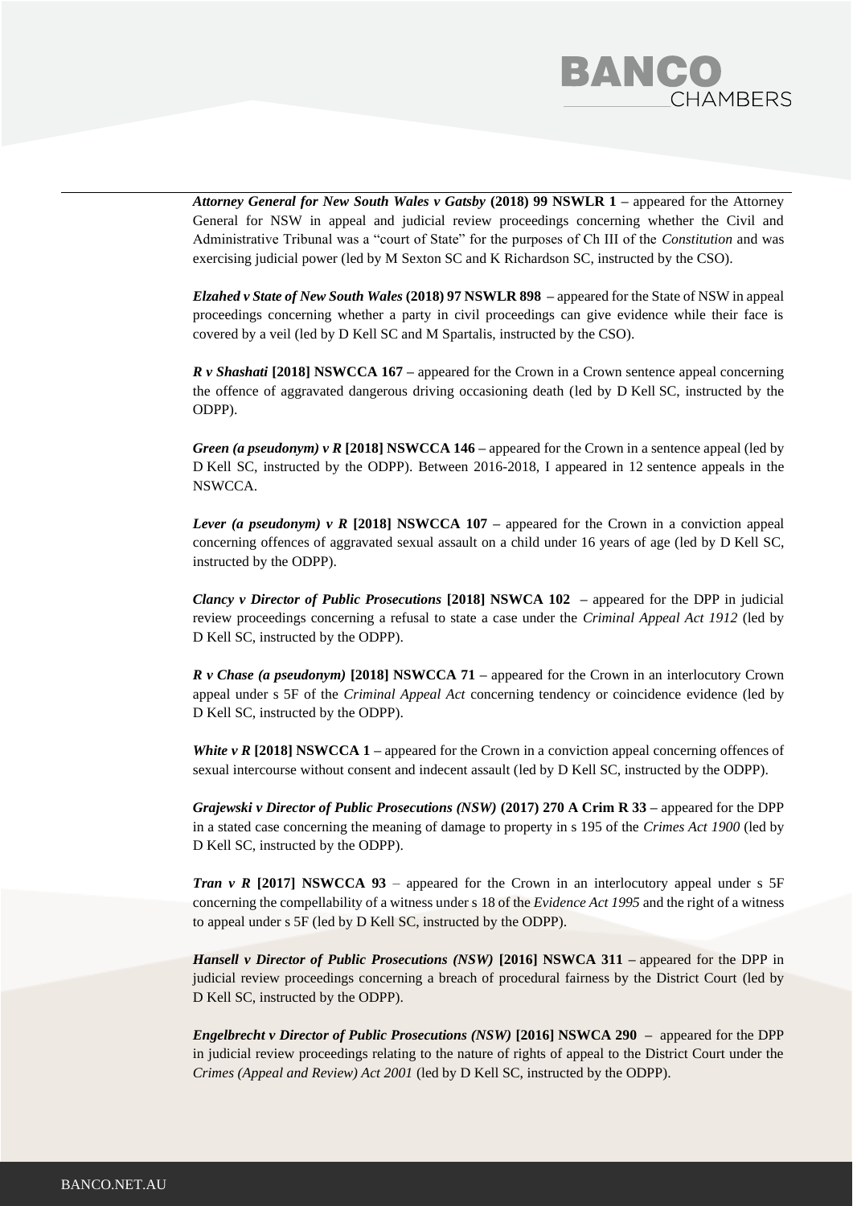***Attorney General for New South Wales v Gatsby* (2018) 99 NSWLR 1 –** appeared for the Attorney General for NSW in appeal and judicial review proceedings concerning whether the Civil and Administrative Tribunal was a "court of State" for the purposes of Ch III of the *Constitution* and was exercising judicial power (led by M Sexton SC and K Richardson SC, instructed by the CSO).

***Elzahed v State of New South Wales* (2018) 97 NSWLR 898 –** appeared for the State of NSW in appeal proceedings concerning whether a party in civil proceedings can give evidence while their face is covered by a veil (led by D Kell SC and M Spartalis, instructed by the CSO).

***R v Shashati* [2018] NSWCCA 167 –** appeared for the Crown in a Crown sentence appeal concerning the offence of aggravated dangerous driving occasioning death (led by D Kell SC, instructed by the ODPP).

***Green (a pseudonym) v R* [2018] NSWCCA 146 –** appeared for the Crown in a sentence appeal (led by D Kell SC, instructed by the ODPP). Between 2016-2018, I appeared in 12 sentence appeals in the NSWCCA.

***Lever (a pseudonym) v R* [2018] NSWCCA 107 –** appeared for the Crown in a conviction appeal concerning offences of aggravated sexual assault on a child under 16 years of age (led by D Kell SC, instructed by the ODPP).

***Clancy v Director of Public Prosecutions* [2018] NSWCA 102 –** appeared for the DPP in judicial review proceedings concerning a refusal to state a case under the *Criminal Appeal Act 1912* (led by D Kell SC, instructed by the ODPP).

***R v Chase (a pseudonym)* [2018] NSWCCA 71 –** appeared for the Crown in an interlocutory Crown appeal under s 5F of the *Criminal Appeal Act* concerning tendency or coincidence evidence (led by D Kell SC, instructed by the ODPP).

***White v R* [2018] NSWCCA 1 –** appeared for the Crown in a conviction appeal concerning offences of sexual intercourse without consent and indecent assault (led by D Kell SC, instructed by the ODPP).

***Grajewski v Director of Public Prosecutions (NSW)* (2017) 270 A Crim R 33 –** appeared for the DPP in a stated case concerning the meaning of damage to property in s 195 of the *Crimes Act 1900* (led by D Kell SC, instructed by the ODPP).

***Tran v R* [2017] NSWCCA 93** – appeared for the Crown in an interlocutory appeal under s 5F concerning the compellability of a witness under s 18 of the *Evidence Act 1995* and the right of a witness to appeal under s 5F (led by D Kell SC, instructed by the ODPP).

***Hansell v Director of Public Prosecutions (NSW)* [2016] NSWCA 311 –** appeared for the DPP in judicial review proceedings concerning a breach of procedural fairness by the District Court (led by D Kell SC, instructed by the ODPP).

***Engelbrecht v Director of Public Prosecutions (NSW)* [2016] NSWCA 290 –** appeared for the DPP in judicial review proceedings relating to the nature of rights of appeal to the District Court under the *Crimes (Appeal and Review) Act 2001* (led by D Kell SC, instructed by the ODPP).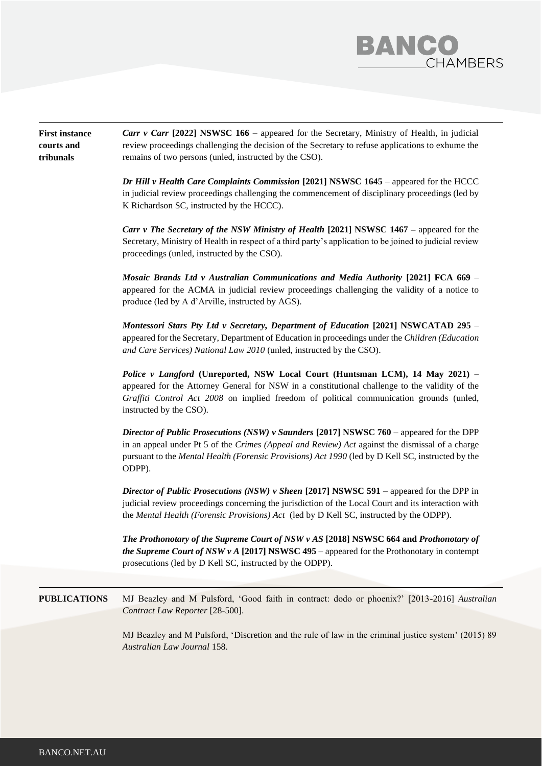**First instance courts and tribunals**

***Carr v Carr* [2022] NSWSC 166** – appeared for the Secretary, Ministry of Health, in judicial review proceedings challenging the decision of the Secretary to refuse applications to exhume the remains of two persons (unled, instructed by the CSO).

***Dr Hill v Health Care Complaints Commission* [2021] NSWSC 1645** – appeared for the HCCC in judicial review proceedings challenging the commencement of disciplinary proceedings (led by K Richardson SC, instructed by the HCCC).

***Carr v The Secretary of the NSW Ministry of Health* [2021] NSWSC 1467 –** appeared for the Secretary, Ministry of Health in respect of a third party's application to be joined to judicial review proceedings (unled, instructed by the CSO).

***Mosaic Brands Ltd v Australian Communications and Media Authority* [2021] FCA 669** – appeared for the ACMA in judicial review proceedings challenging the validity of a notice to produce (led by A d'Arville, instructed by AGS).

***Montessori Stars Pty Ltd v Secretary, Department of Education* [2021] NSWCATAD 295** – appeared for the Secretary, Department of Education in proceedings under the *Children (Education and Care Services) National Law 2010* (unled, instructed by the CSO).

***Police v Langford* (Unreported, NSW Local Court (Huntsman LCM), 14 May 2021)** – appeared for the Attorney General for NSW in a constitutional challenge to the validity of the *Graffiti Control Act 2008* on implied freedom of political communication grounds (unled, instructed by the CSO).

***Director of Public Prosecutions (NSW) v Saunders* [2017] NSWSC 760** – appeared for the DPP in an appeal under Pt 5 of the *Crimes (Appeal and Review) Act* against the dismissal of a charge pursuant to the *Mental Health (Forensic Provisions) Act 1990* (led by D Kell SC, instructed by the ODPP).

***Director of Public Prosecutions (NSW) v Sheen* [2017] NSWSC 591** – appeared for the DPP in judicial review proceedings concerning the jurisdiction of the Local Court and its interaction with the *Mental Health (Forensic Provisions) Act* (led by D Kell SC, instructed by the ODPP).

***The Prothonotary of the Supreme Court of NSW v AS* [2018] NSWSC 664 and *Prothonotary of the Supreme Court of NSW v A* [2017] NSWSC 495** – appeared for the Prothonotary in contempt prosecutions (led by D Kell SC, instructed by the ODPP).

**PUBLICATIONS**

MJ Beazley and M Pulsford, 'Good faith in contract: dodo or phoenix?' [2013-2016] *Australian Contract Law Reporter* [28-500].

MJ Beazley and M Pulsford, 'Discretion and the rule of law in the criminal justice system' (2015) 89 *Australian Law Journal* 158.